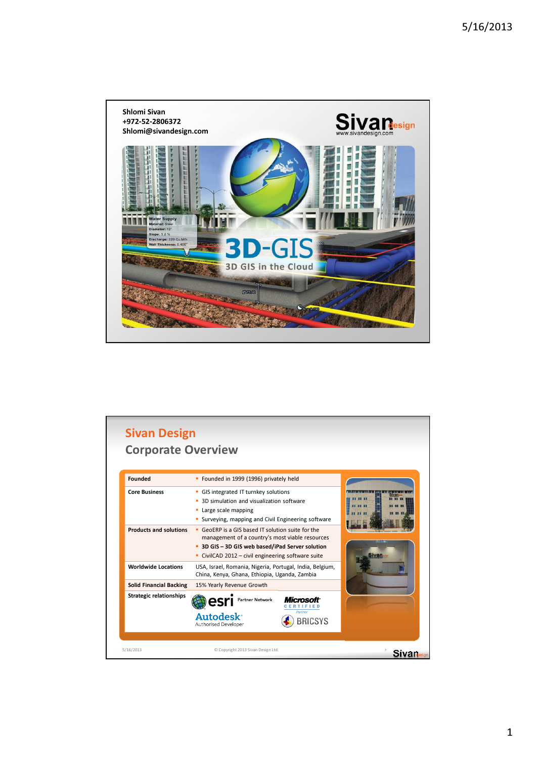Shlomi Sivan
+972-52-2806372
Shlomi@sivandesign.com

Sivan design
www.sivandesign.com

3D-GIS
3D GIS in the Cloud

## Sivan Design
## Corporate Overview

| | |
|---|---|
| **Founded** | - Founded in 1999 (1996) privately held |
| **Core Business** | - GIS integrated IT turnkey solutions<br>- 3D simulation and visualization software<br>- Large scale mapping<br>- Surveying, mapping and Civil Engineering software |
| **Products and solutions** | - GeoERP is a GIS based IT solution suite for the management of a country's most viable resources<br>- **3D GIS – 3D GIS web based/iPad Server solution**<br>- CivilCAD 2012 – civil engineering software suite |
| **Worldwide Locations** | USA, Israel, Romania, Nigeria, Portugal, India, Belgium, China, Kenya, Ghana, Ethiopia, Uganda, Zambia |
| **Solid Financial Backing** | 15% Yearly Revenue Growth |
| **Strategic relationships** | esri Partner Network; Microsoft Certified Partner; Autodesk Authorised Developer; BRICSYS |

5/16/2013 © Copyright 2013 Sivan Design Ltd.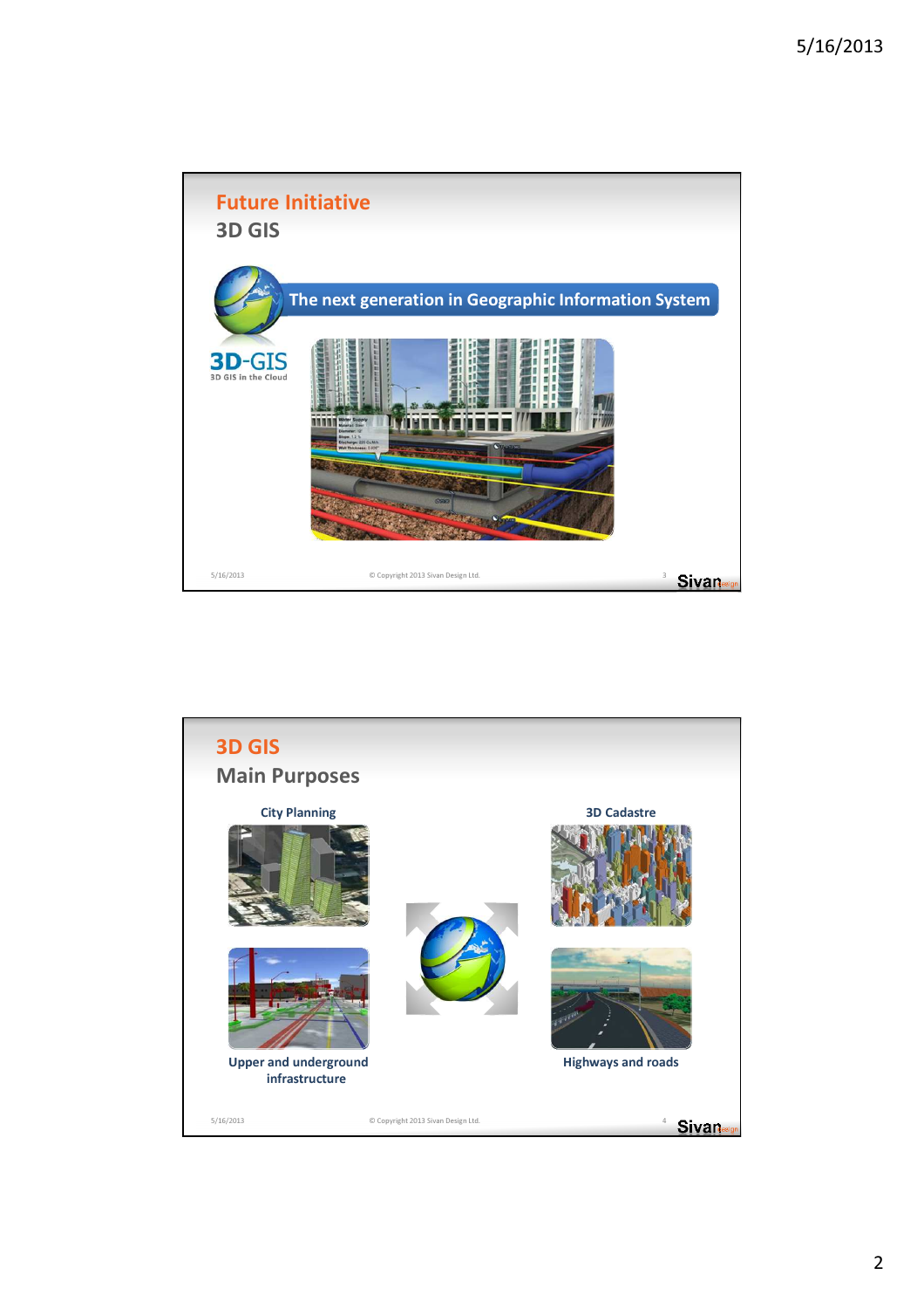## Future Initiative

### 3D GIS

The next generation in Geographic Information System

3D-GIS

3D GIS in the Cloud

## 3D GIS

### Main Purposes

City Planning

3D Cadastre

Upper and underground infrastructure

Highways and roads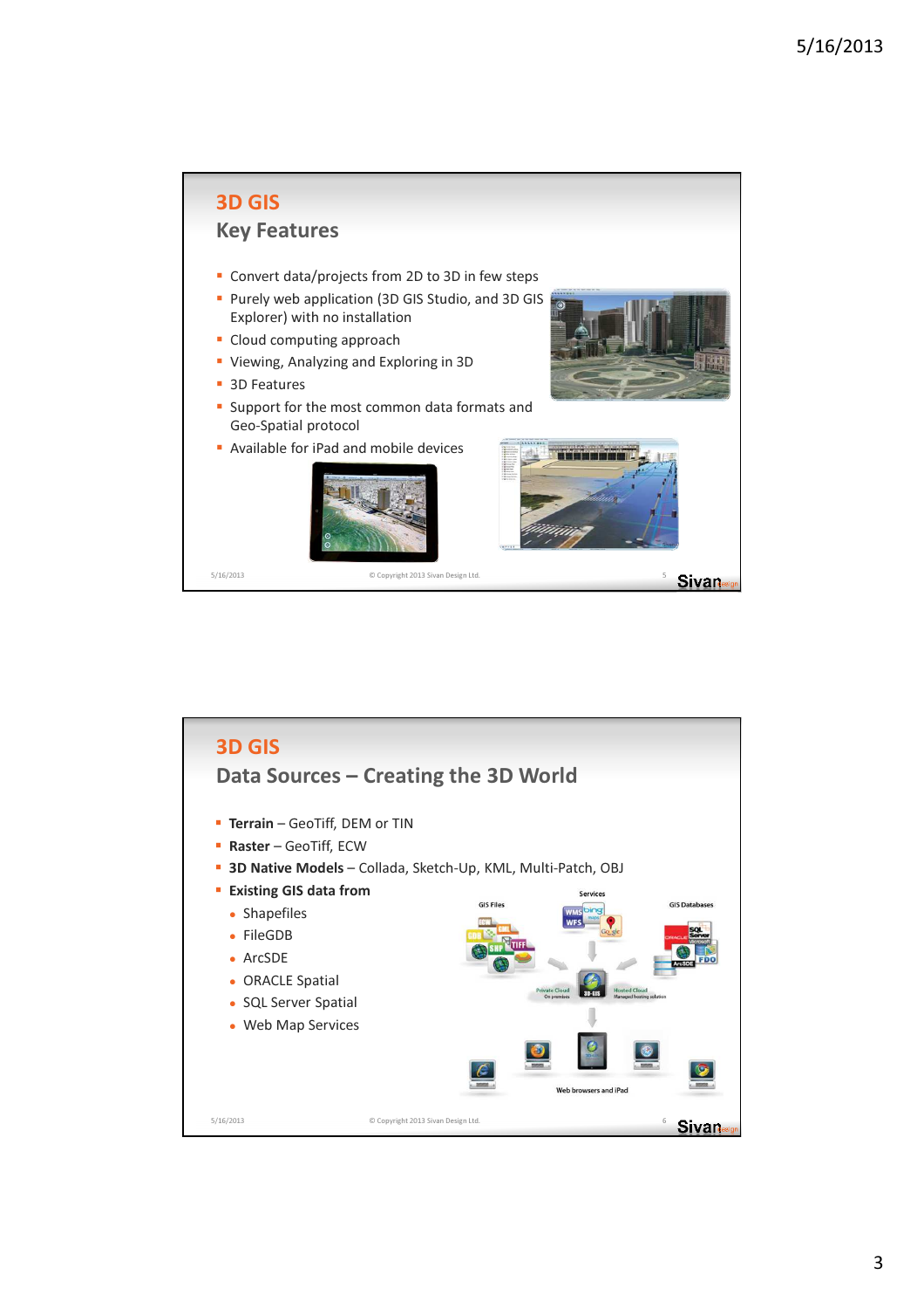## 3D GIS
### Key Features

- Convert data/projects from 2D to 3D in few steps
- Purely web application (3D GIS Studio, and 3D GIS Explorer) with no installation
- Cloud computing approach
- Viewing, Analyzing and Exploring in 3D
- 3D Features
- Support for the most common data formats and Geo-Spatial protocol
- Available for iPad and mobile devices

## 3D GIS
### Data Sources – Creating the 3D World

- **Terrain** – GeoTiff, DEM or TIN
- **Raster** – GeoTiff, ECW
- **3D Native Models** – Collada, Sketch-Up, KML, Multi-Patch, OBJ
- **Existing GIS data from**
  - Shapefiles
  - FileGDB
  - ArcSDE
  - ORACLE Spatial
  - SQL Server Spatial
  - Web Map Services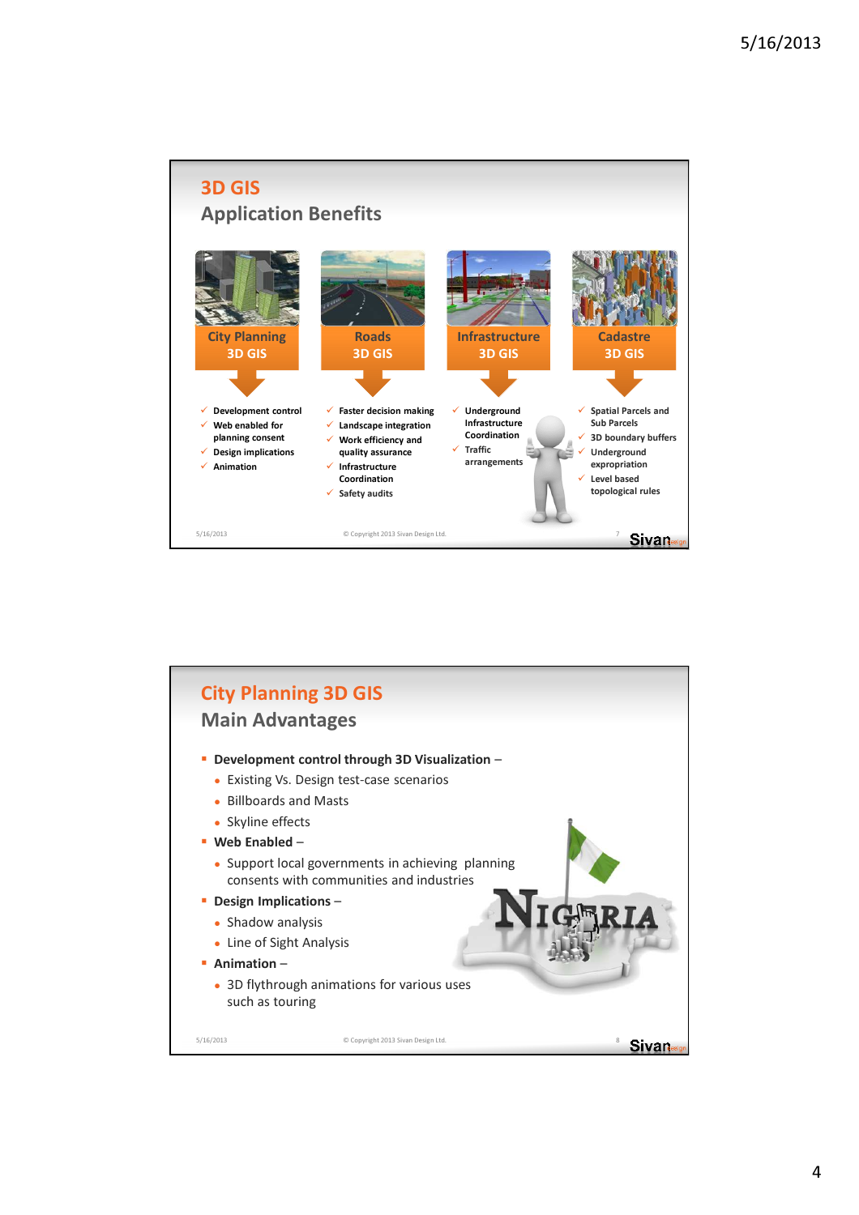## 3D GIS

### Application Benefits

**City Planning 3D GIS**

- Development control
- Web enabled for planning consent
- Design implications
- Animation

**Roads 3D GIS**

- Faster decision making
- Landscape integration
- Work efficiency and quality assurance
- Infrastructure Coordination
- Safety audits

**Infrastructure 3D GIS**

- Underground Infrastructure Coordination
- Traffic arrangements

**Cadastre 3D GIS**

- Spatial Parcels and Sub Parcels
- 3D boundary buffers
- Underground expropriation
- Level based topological rules

© Copyright 2013 Sivan Design Ltd.

## City Planning 3D GIS

### Main Advantages

- **Development control through 3D Visualization** –
  - Existing Vs. Design test-case scenarios
  - Billboards and Masts
  - Skyline effects
- **Web Enabled** –
  - Support local governments in achieving planning consents with communities and industries
- **Design Implications** –
  - Shadow analysis
  - Line of Sight Analysis
- **Animation** –
  - 3D flythrough animations for various uses such as touring

© Copyright 2013 Sivan Design Ltd.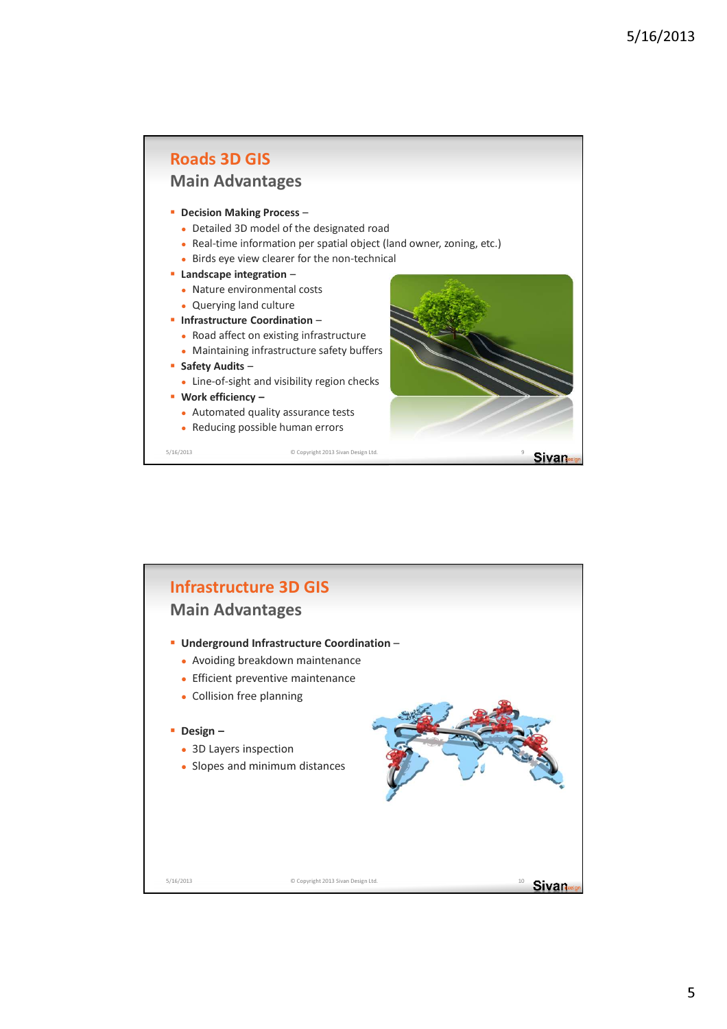## Roads 3D GIS

### Main Advantages

- **Decision Making Process** –
  - Detailed 3D model of the designated road
  - Real-time information per spatial object (land owner, zoning, etc.)
  - Birds eye view clearer for the non-technical
- **Landscape integration** –
  - Nature environmental costs
  - Querying land culture
- **Infrastructure Coordination** –
  - Road affect on existing infrastructure
  - Maintaining infrastructure safety buffers
- **Safety Audits** –
  - Line-of-sight and visibility region checks
- **Work efficiency –**
  - Automated quality assurance tests
  - Reducing possible human errors

## Infrastructure 3D GIS

### Main Advantages

- **Underground Infrastructure Coordination** –
  - Avoiding breakdown maintenance
  - Efficient preventive maintenance
  - Collision free planning
- **Design –**
  - 3D Layers inspection
  - Slopes and minimum distances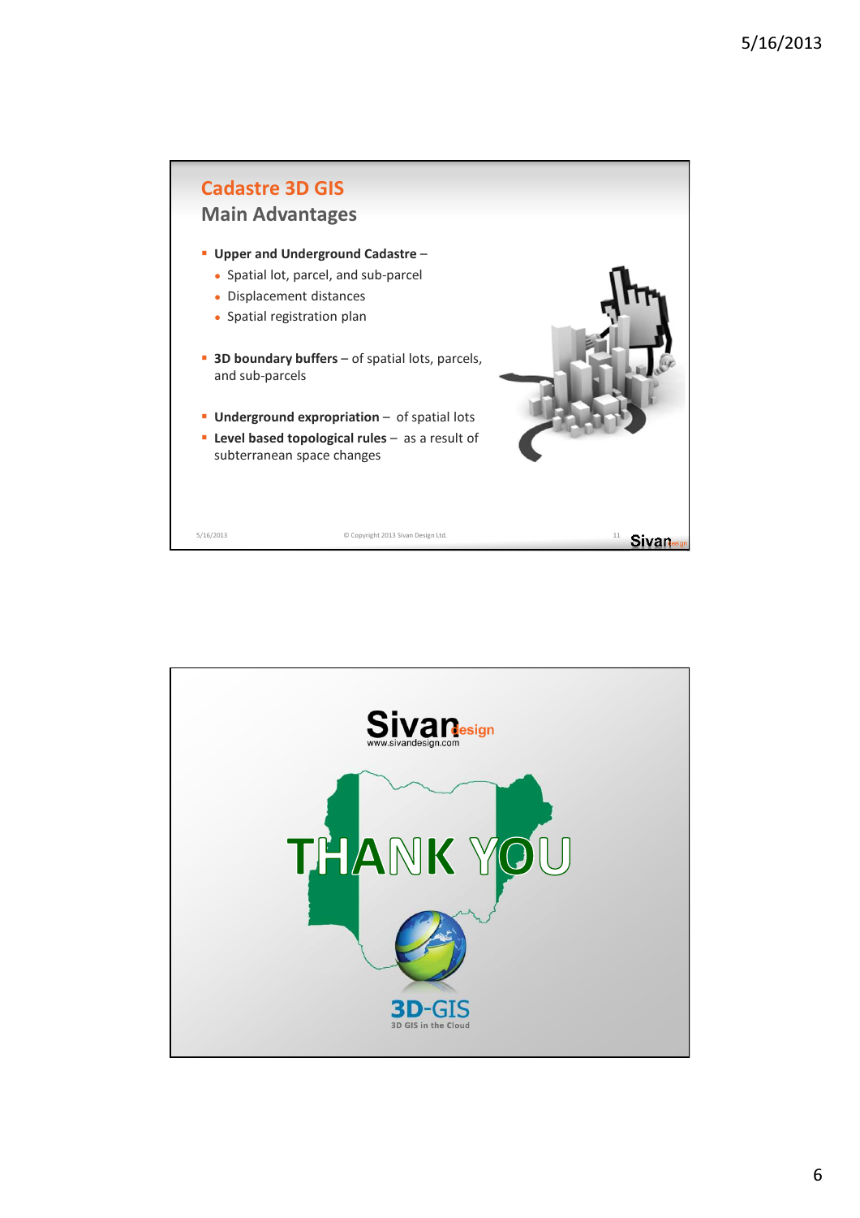## Cadastre 3D GIS

### Main Advantages

- **Upper and Underground Cadastre** –
  - Spatial lot, parcel, and sub-parcel
  - Displacement distances
  - Spatial registration plan
- **3D boundary buffers** – of spatial lots, parcels, and sub-parcels
- **Underground expropriation** – of spatial lots
- **Level based topological rules** – as a result of subterranean space changes

5/16/2013 © Copyright 2013 Sivan Design Ltd. 11

---

Sivan design

www.sivandesign.com

THANK YOU

3D-GIS

3D GIS in the Cloud